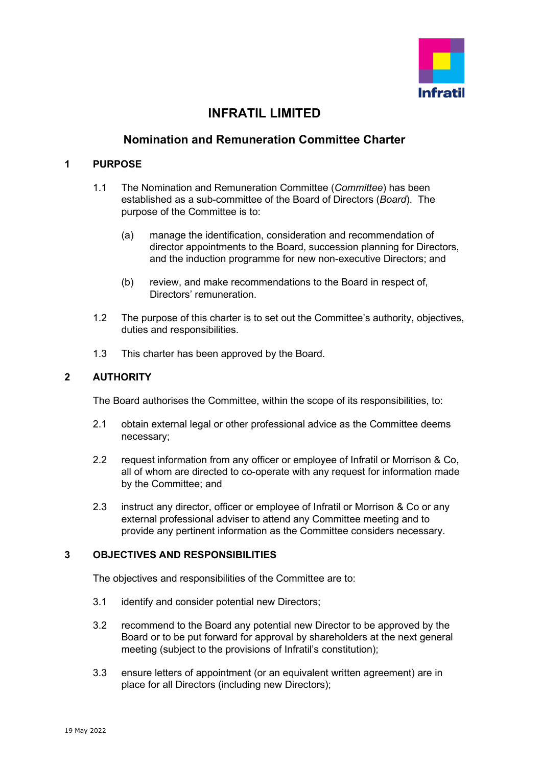# INFRATIL LIMITED

## Nomination and Remuneration Committee Charter

### 1 PURPOSE

1.1 The Nomination and Remuneration Committee (*Committee*) has been established as a sub-committee of the Board of Directors (*Board*). The purpose of the Committee is to:

(a) manage the identification, consideration and recommendation of director appointments to the Board, succession planning for Directors, and the induction programme for new non-executive Directors; and

(b) review, and make recommendations to the Board in respect of, Directors' remuneration.

1.2 The purpose of this charter is to set out the Committee's authority, objectives, duties and responsibilities.

1.3 This charter has been approved by the Board.

### 2 AUTHORITY

The Board authorises the Committee, within the scope of its responsibilities, to:

2.1 obtain external legal or other professional advice as the Committee deems necessary;

2.2 request information from any officer or employee of Infratil or Morrison & Co, all of whom are directed to co-operate with any request for information made by the Committee; and

2.3 instruct any director, officer or employee of Infratil or Morrison & Co or any external professional adviser to attend any Committee meeting and to provide any pertinent information as the Committee considers necessary.

### 3 OBJECTIVES AND RESPONSIBILITIES

The objectives and responsibilities of the Committee are to:

3.1 identify and consider potential new Directors;

3.2 recommend to the Board any potential new Director to be approved by the Board or to be put forward for approval by shareholders at the next general meeting (subject to the provisions of Infratil's constitution);

3.3 ensure letters of appointment (or an equivalent written agreement) are in place for all Directors (including new Directors);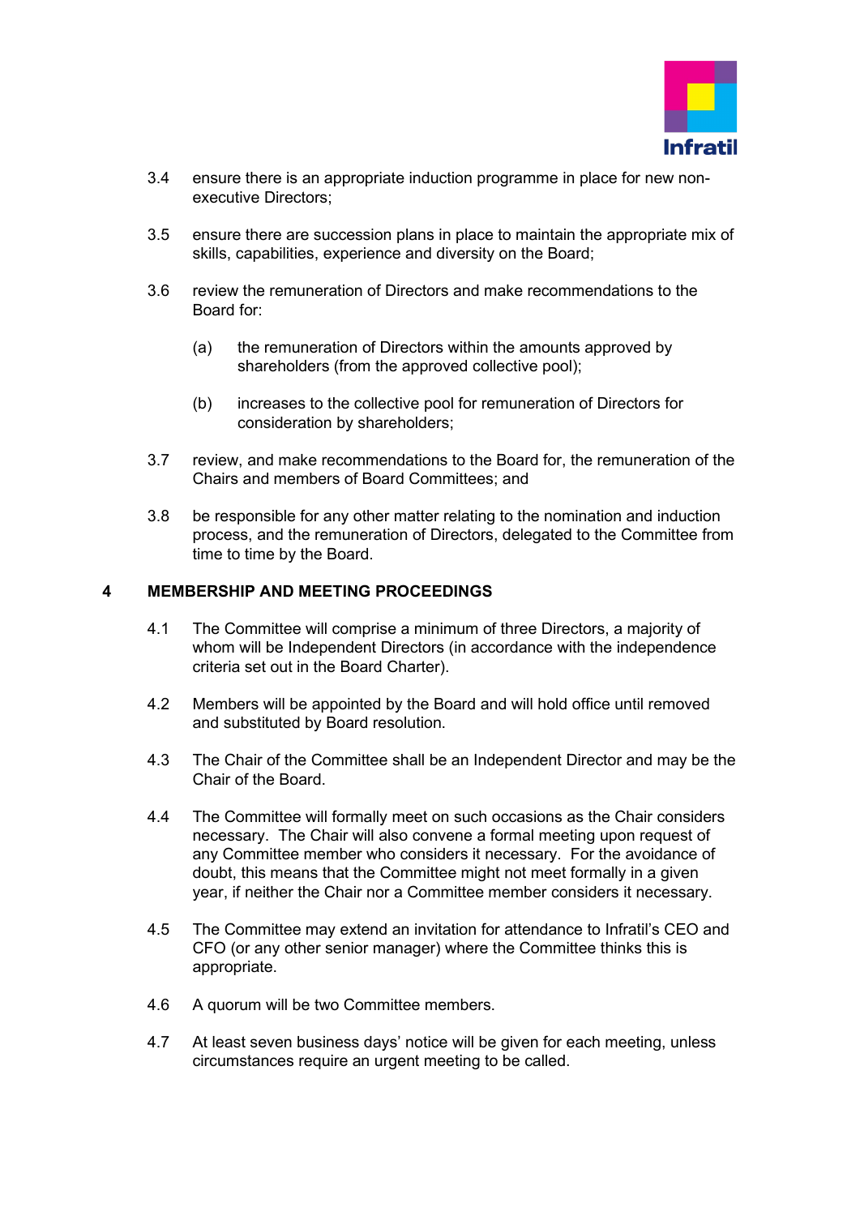3.4 ensure there is an appropriate induction programme in place for new non-executive Directors;

3.5 ensure there are succession plans in place to maintain the appropriate mix of skills, capabilities, experience and diversity on the Board;

3.6 review the remuneration of Directors and make recommendations to the Board for:

(a) the remuneration of Directors within the amounts approved by shareholders (from the approved collective pool);

(b) increases to the collective pool for remuneration of Directors for consideration by shareholders;

3.7 review, and make recommendations to the Board for, the remuneration of the Chairs and members of Board Committees; and

3.8 be responsible for any other matter relating to the nomination and induction process, and the remuneration of Directors, delegated to the Committee from time to time by the Board.

## 4 MEMBERSHIP AND MEETING PROCEEDINGS

4.1 The Committee will comprise a minimum of three Directors, a majority of whom will be Independent Directors (in accordance with the independence criteria set out in the Board Charter).

4.2 Members will be appointed by the Board and will hold office until removed and substituted by Board resolution.

4.3 The Chair of the Committee shall be an Independent Director and may be the Chair of the Board.

4.4 The Committee will formally meet on such occasions as the Chair considers necessary. The Chair will also convene a formal meeting upon request of any Committee member who considers it necessary. For the avoidance of doubt, this means that the Committee might not meet formally in a given year, if neither the Chair nor a Committee member considers it necessary.

4.5 The Committee may extend an invitation for attendance to Infratil's CEO and CFO (or any other senior manager) where the Committee thinks this is appropriate.

4.6 A quorum will be two Committee members.

4.7 At least seven business days' notice will be given for each meeting, unless circumstances require an urgent meeting to be called.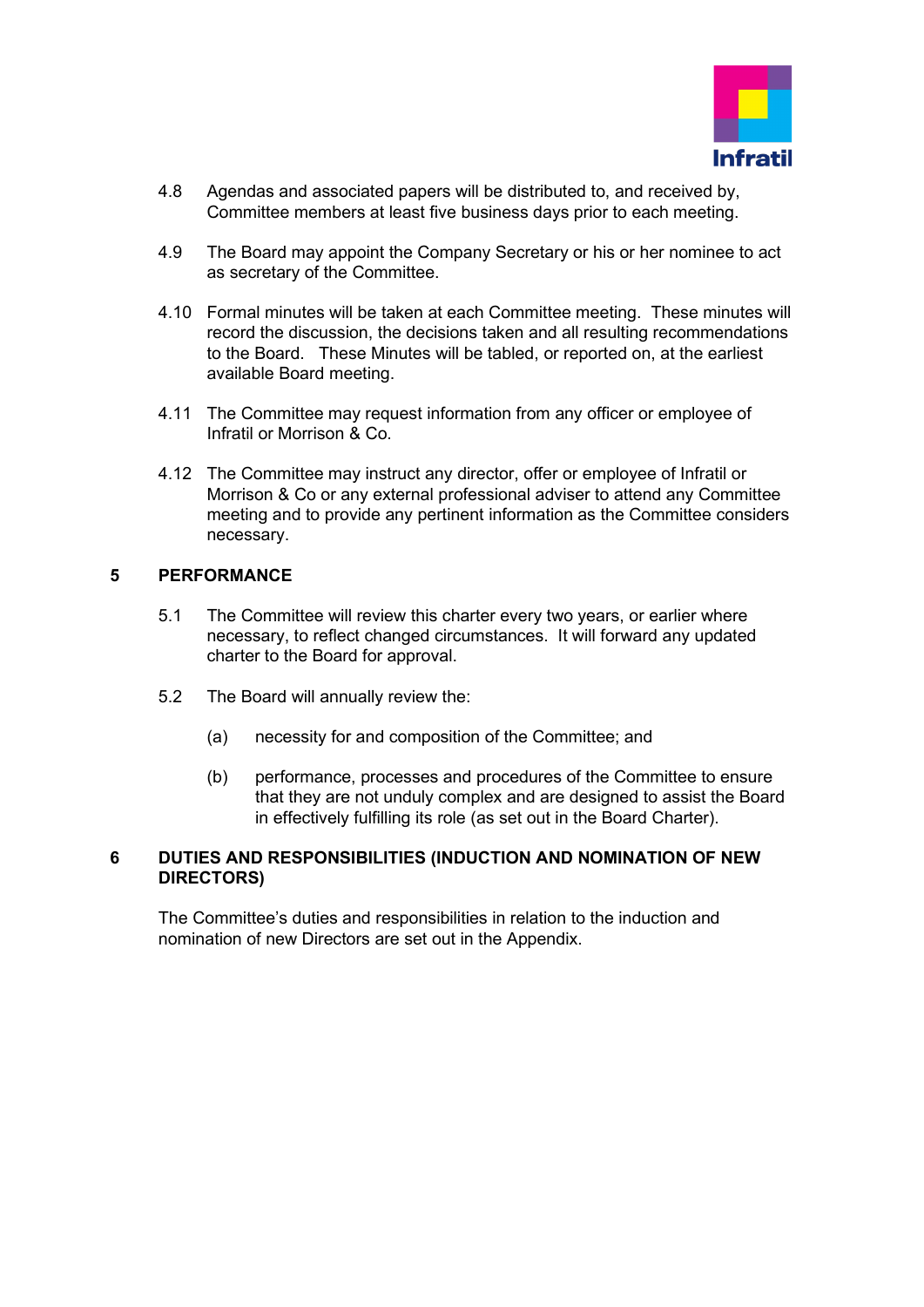4.8 Agendas and associated papers will be distributed to, and received by, Committee members at least five business days prior to each meeting.

4.9 The Board may appoint the Company Secretary or his or her nominee to act as secretary of the Committee.

4.10 Formal minutes will be taken at each Committee meeting. These minutes will record the discussion, the decisions taken and all resulting recommendations to the Board. These Minutes will be tabled, or reported on, at the earliest available Board meeting.

4.11 The Committee may request information from any officer or employee of Infratil or Morrison & Co.

4.12 The Committee may instruct any director, offer or employee of Infratil or Morrison & Co or any external professional adviser to attend any Committee meeting and to provide any pertinent information as the Committee considers necessary.

## 5 PERFORMANCE

5.1 The Committee will review this charter every two years, or earlier where necessary, to reflect changed circumstances. It will forward any updated charter to the Board for approval.

5.2 The Board will annually review the:

(a) necessity for and composition of the Committee; and

(b) performance, processes and procedures of the Committee to ensure that they are not unduly complex and are designed to assist the Board in effectively fulfilling its role (as set out in the Board Charter).

## 6 DUTIES AND RESPONSIBILITIES (INDUCTION AND NOMINATION OF NEW DIRECTORS)

The Committee's duties and responsibilities in relation to the induction and nomination of new Directors are set out in the Appendix.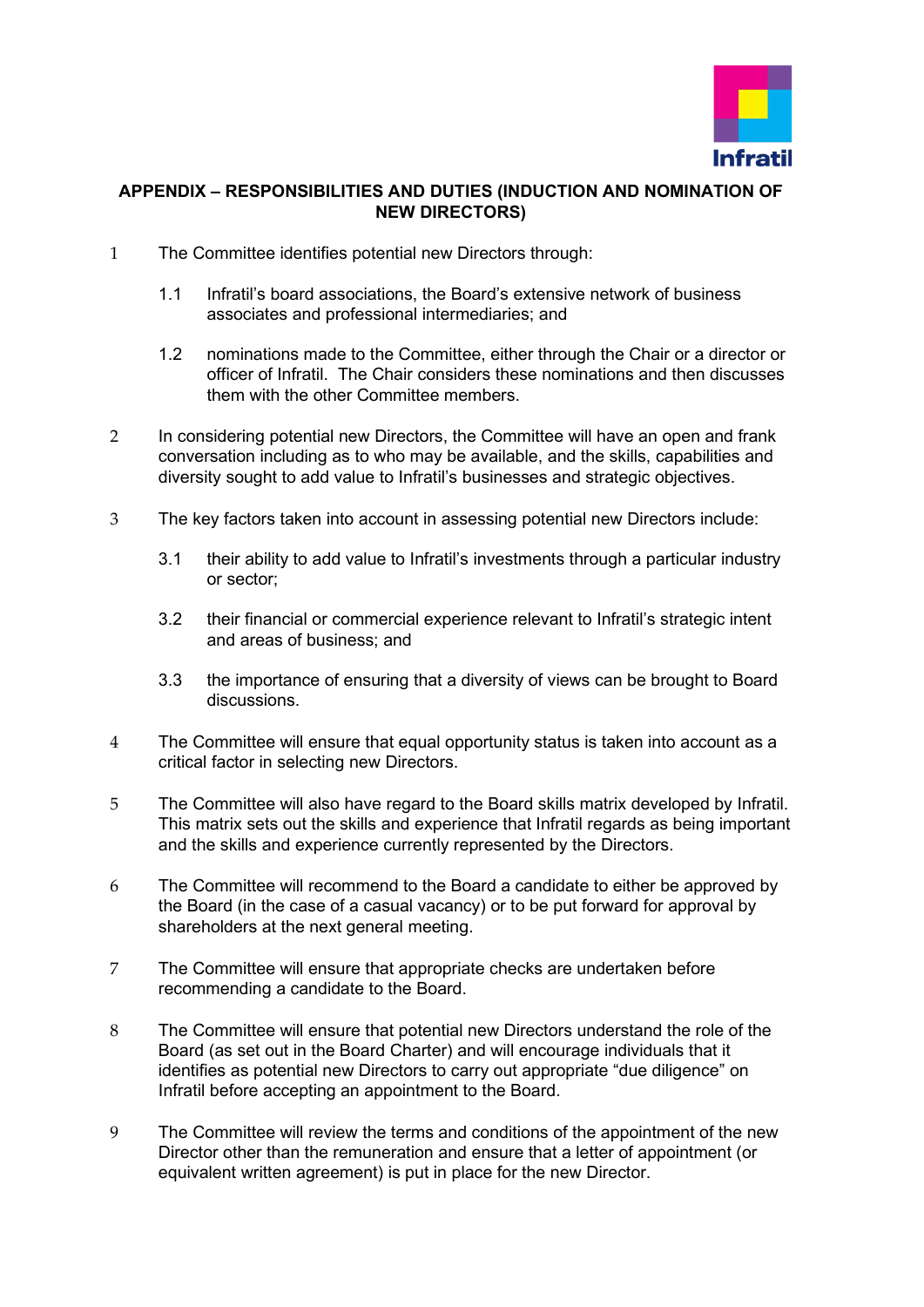## APPENDIX – RESPONSIBILITIES AND DUTIES (INDUCTION AND NOMINATION OF NEW DIRECTORS)

1 The Committee identifies potential new Directors through:

   1.1 Infratil's board associations, the Board's extensive network of business associates and professional intermediaries; and

   1.2 nominations made to the Committee, either through the Chair or a director or officer of Infratil. The Chair considers these nominations and then discusses them with the other Committee members.

2 In considering potential new Directors, the Committee will have an open and frank conversation including as to who may be available, and the skills, capabilities and diversity sought to add value to Infratil's businesses and strategic objectives.

3 The key factors taken into account in assessing potential new Directors include:

   3.1 their ability to add value to Infratil's investments through a particular industry or sector;

   3.2 their financial or commercial experience relevant to Infratil's strategic intent and areas of business; and

   3.3 the importance of ensuring that a diversity of views can be brought to Board discussions.

4 The Committee will ensure that equal opportunity status is taken into account as a critical factor in selecting new Directors.

5 The Committee will also have regard to the Board skills matrix developed by Infratil. This matrix sets out the skills and experience that Infratil regards as being important and the skills and experience currently represented by the Directors.

6 The Committee will recommend to the Board a candidate to either be approved by the Board (in the case of a casual vacancy) or to be put forward for approval by shareholders at the next general meeting.

7 The Committee will ensure that appropriate checks are undertaken before recommending a candidate to the Board.

8 The Committee will ensure that potential new Directors understand the role of the Board (as set out in the Board Charter) and will encourage individuals that it identifies as potential new Directors to carry out appropriate "due diligence" on Infratil before accepting an appointment to the Board.

9 The Committee will review the terms and conditions of the appointment of the new Director other than the remuneration and ensure that a letter of appointment (or equivalent written agreement) is put in place for the new Director.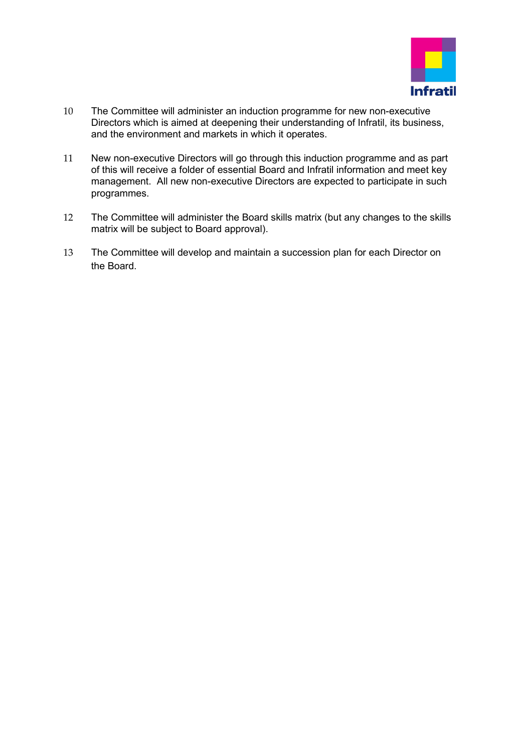10 The Committee will administer an induction programme for new non-executive Directors which is aimed at deepening their understanding of Infratil, its business, and the environment and markets in which it operates.

11 New non-executive Directors will go through this induction programme and as part of this will receive a folder of essential Board and Infratil information and meet key management. All new non-executive Directors are expected to participate in such programmes.

12 The Committee will administer the Board skills matrix (but any changes to the skills matrix will be subject to Board approval).

13 The Committee will develop and maintain a succession plan for each Director on the Board.